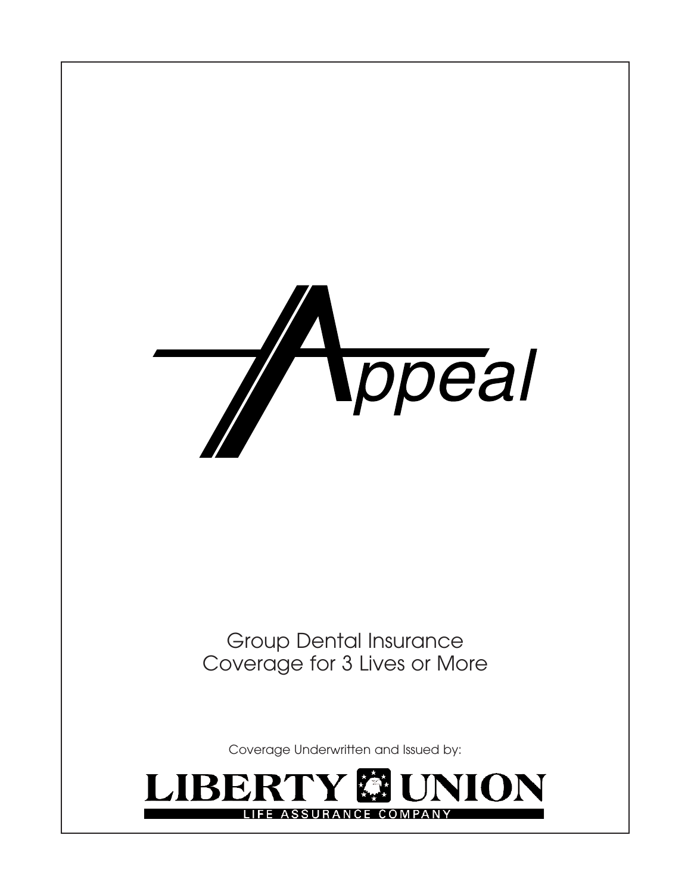# Appeal

Group Dental Insurance
Coverage for 3 Lives or More

Coverage Underwritten and Issued by:

**LIBERTY UNION**
LIFE ASSURANCE COMPANY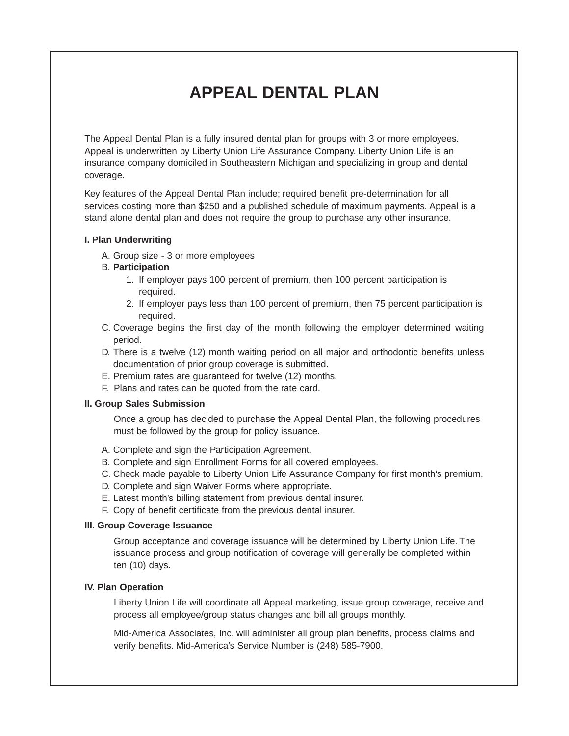# APPEAL DENTAL PLAN

The Appeal Dental Plan is a fully insured dental plan for groups with 3 or more employees. Appeal is underwritten by Liberty Union Life Assurance Company. Liberty Union Life is an insurance company domiciled in Southeastern Michigan and specializing in group and dental coverage.

Key features of the Appeal Dental Plan include; required benefit pre-determination for all services costing more than $250 and a published schedule of maximum payments. Appeal is a stand alone dental plan and does not require the group to purchase any other insurance.

**I. Plan Underwriting**

A. Group size - 3 or more employees

B. **Participation**

1. If employer pays 100 percent of premium, then 100 percent participation is required.
2. If employer pays less than 100 percent of premium, then 75 percent participation is required.

C. Coverage begins the first day of the month following the employer determined waiting period.

D. There is a twelve (12) month waiting period on all major and orthodontic benefits unless documentation of prior group coverage is submitted.

E. Premium rates are guaranteed for twelve (12) months.

F. Plans and rates can be quoted from the rate card.

**II. Group Sales Submission**

Once a group has decided to purchase the Appeal Dental Plan, the following procedures must be followed by the group for policy issuance.

A. Complete and sign the Participation Agreement.

B. Complete and sign Enrollment Forms for all covered employees.

C. Check made payable to Liberty Union Life Assurance Company for first month's premium.

D. Complete and sign Waiver Forms where appropriate.

E. Latest month's billing statement from previous dental insurer.

F. Copy of benefit certificate from the previous dental insurer.

**III. Group Coverage Issuance**

Group acceptance and coverage issuance will be determined by Liberty Union Life. The issuance process and group notification of coverage will generally be completed within ten (10) days.

**IV. Plan Operation**

Liberty Union Life will coordinate all Appeal marketing, issue group coverage, receive and process all employee/group status changes and bill all groups monthly.

Mid-America Associates, Inc. will administer all group plan benefits, process claims and verify benefits. Mid-America's Service Number is (248) 585-7900.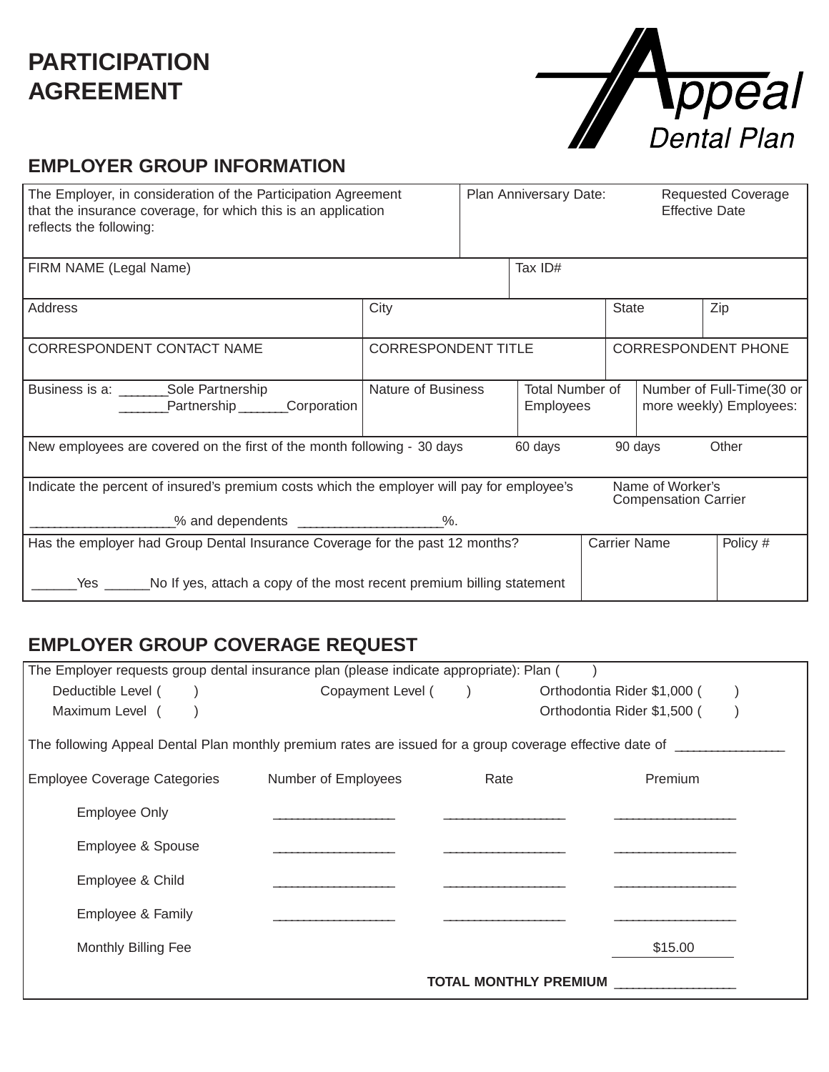# PARTICIPATION AGREEMENT

Appeal Dental Plan

## EMPLOYER GROUP INFORMATION

| The Employer, in consideration of the Participation Agreement that the insurance coverage, for which this is an application reflects the following: | Plan Anniversary Date: | Requested Coverage Effective Date |
|---|---|---|

| FIRM NAME (Legal Name) | Tax ID# |
|---|---|

| Address | City | State | Zip |
|---|---|---|---|

| CORRESPONDENT CONTACT NAME | CORRESPONDENT TITLE | CORRESPONDENT PHONE |
|---|---|---|

| Business is a: _______Sole Partnership _______Partnership _______Corporation | Nature of Business | Total Number of Employees | Number of Full-Time(30 or more weekly) Employees: |
|---|---|---|---|

New employees are covered on the first of the month following - 30 days 60 days 90 days Other

| Indicate the percent of insured's premium costs which the employer will pay for employee's ____________________% and dependents ____________________%. | Name of Worker's Compensation Carrier |
|---|---|

| Has the employer had Group Dental Insurance Coverage for the past 12 months? ______Yes ______No If yes, attach a copy of the most recent premium billing statement | Carrier Name | Policy # |
|---|---|---|

## EMPLOYER GROUP COVERAGE REQUEST

The Employer requests group dental insurance plan (please indicate appropriate): Plan (  )

Deductible Level (  ) Copayment Level (  ) Orthodontia Rider $1,000 (  )

Maximum Level (  ) Orthodontia Rider $1,500 (  )

The following Appeal Dental Plan monthly premium rates are issued for a group coverage effective date of _______________

| Employee Coverage Categories | Number of Employees | Rate | Premium |
|---|---|---|---|
| Employee Only | _________________ | _________________ | _________________ |
| Employee & Spouse | _________________ | _________________ | _________________ |
| Employee & Child | _________________ | _________________ | _________________ |
| Employee & Family | _________________ | _________________ | _________________ |
| Monthly Billing Fee | | | $15.00 |
| | | **TOTAL MONTHLY PREMIUM** | _________________ |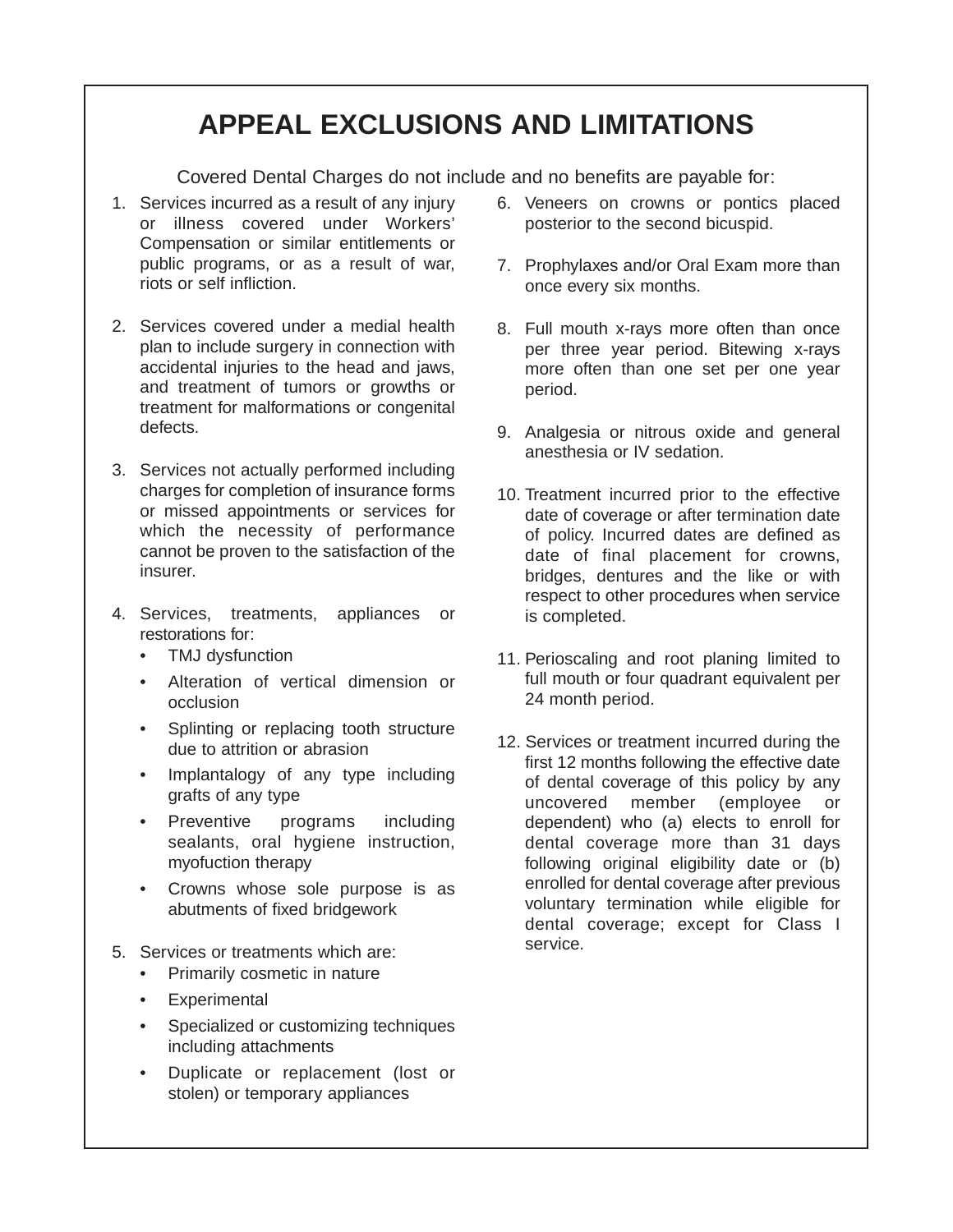# APPEAL EXCLUSIONS AND LIMITATIONS

Covered Dental Charges do not include and no benefits are payable for:

1. Services incurred as a result of any injury or illness covered under Workers' Compensation or similar entitlements or public programs, or as a result of war, riots or self infliction.

2. Services covered under a medial health plan to include surgery in connection with accidental injuries to the head and jaws, and treatment of tumors or growths or treatment for malformations or congenital defects.

3. Services not actually performed including charges for completion of insurance forms or missed appointments or services for which the necessity of performance cannot be proven to the satisfaction of the insurer.

4. Services, treatments, appliances or restorations for:
   - TMJ dysfunction
   - Alteration of vertical dimension or occlusion
   - Splinting or replacing tooth structure due to attrition or abrasion
   - Implantalogy of any type including grafts of any type
   - Preventive programs including sealants, oral hygiene instruction, myofuction therapy
   - Crowns whose sole purpose is as abutments of fixed bridgework

5. Services or treatments which are:
   - Primarily cosmetic in nature
   - Experimental
   - Specialized or customizing techniques including attachments
   - Duplicate or replacement (lost or stolen) or temporary appliances

6. Veneers on crowns or pontics placed posterior to the second bicuspid.

7. Prophylaxes and/or Oral Exam more than once every six months.

8. Full mouth x-rays more often than once per three year period. Bitewing x-rays more often than one set per one year period.

9. Analgesia or nitrous oxide and general anesthesia or IV sedation.

10. Treatment incurred prior to the effective date of coverage or after termination date of policy. Incurred dates are defined as date of final placement for crowns, bridges, dentures and the like or with respect to other procedures when service is completed.

11. Perioscaling and root planing limited to full mouth or four quadrant equivalent per 24 month period.

12. Services or treatment incurred during the first 12 months following the effective date of dental coverage of this policy by any uncovered member (employee or dependent) who (a) elects to enroll for dental coverage more than 31 days following original eligibility date or (b) enrolled for dental coverage after previous voluntary termination while eligible for dental coverage; except for Class I service.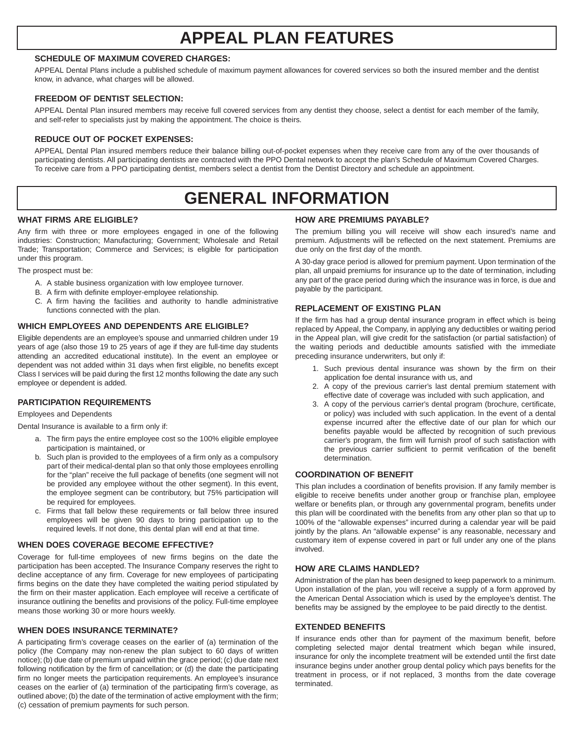# APPEAL PLAN FEATURES

### SCHEDULE OF MAXIMUM COVERED CHARGES:

APPEAL Dental Plans include a published schedule of maximum payment allowances for covered services so both the insured member and the dentist know, in advance, what charges will be allowed.

### FREEDOM OF DENTIST SELECTION:

APPEAL Dental Plan insured members may receive full covered services from any dentist they choose, select a dentist for each member of the family, and self-refer to specialists just by making the appointment. The choice is theirs.

### REDUCE OUT OF POCKET EXPENSES:

APPEAL Dental Plan insured members reduce their balance billing out-of-pocket expenses when they receive care from any of the over thousands of participating dentists. All participating dentists are contracted with the PPO Dental network to accept the plan's Schedule of Maximum Covered Charges. To receive care from a PPO participating dentist, members select a dentist from the Dentist Directory and schedule an appointment.

# GENERAL INFORMATION

### WHAT FIRMS ARE ELIGIBLE?

Any firm with three or more employees engaged in one of the following industries: Construction; Manufacturing; Government; Wholesale and Retail Trade; Transportation; Commerce and Services; is eligible for participation under this program.

The prospect must be:

A. A stable business organization with low employee turnover.
B. A firm with definite employer-employee relationship.
C. A firm having the facilities and authority to handle administrative functions connected with the plan.

### WHICH EMPLOYEES AND DEPENDENTS ARE ELIGIBLE?

Eligible dependents are an employee's spouse and unmarried children under 19 years of age (also those 19 to 25 years of age if they are full-time day students attending an accredited educational institute). In the event an employee or dependent was not added within 31 days when first eligible, no benefits except Class I services will be paid during the first 12 months following the date any such employee or dependent is added.

### PARTICIPATION REQUIREMENTS

Employees and Dependents

Dental Insurance is available to a firm only if:

a. The firm pays the entire employee cost so the 100% eligible employee participation is maintained, or
b. Such plan is provided to the employees of a firm only as a compulsory part of their medical-dental plan so that only those employees enrolling for the "plan" receive the full package of benefits (one segment will not be provided any employee without the other segment). In this event, the employee segment can be contributory, but 75% participation will be required for employees.
c. Firms that fall below these requirements or fall below three insured employees will be given 90 days to bring participation up to the required levels. If not done, this dental plan will end at that time.

### WHEN DOES COVERAGE BECOME EFFECTIVE?

Coverage for full-time employees of new firms begins on the date the participation has been accepted. The Insurance Company reserves the right to decline acceptance of any firm. Coverage for new employees of participating firms begins on the date they have completed the waiting period stipulated by the firm on their master application. Each employee will receive a certificate of insurance outlining the benefits and provisions of the policy. Full-time employee means those working 30 or more hours weekly.

### WHEN DOES INSURANCE TERMINATE?

A participating firm's coverage ceases on the earlier of (a) termination of the policy (the Company may non-renew the plan subject to 60 days of written notice); (b) due date of premium unpaid within the grace period; (c) due date next following notification by the firm of cancellation; or (d) the date the participating firm no longer meets the participation requirements. An employee's insurance ceases on the earlier of (a) termination of the participating firm's coverage, as outlined above; (b) the date of the termination of active employment with the firm; (c) cessation of premium payments for such person.

### HOW ARE PREMIUMS PAYABLE?

The premium billing you will receive will show each insured's name and premium. Adjustments will be reflected on the next statement. Premiums are due only on the first day of the month.

A 30-day grace period is allowed for premium payment. Upon termination of the plan, all unpaid premiums for insurance up to the date of termination, including any part of the grace period during which the insurance was in force, is due and payable by the participant.

### REPLACEMENT OF EXISTING PLAN

If the firm has had a group dental insurance program in effect which is being replaced by Appeal, the Company, in applying any deductibles or waiting period in the Appeal plan, will give credit for the satisfaction (or partial satisfaction) of the waiting periods and deductible amounts satisfied with the immediate preceding insurance underwriters, but only if:

1. Such previous dental insurance was shown by the firm on their application foe dental insurance with us, and
2. A copy of the previous carrier's last dental premium statement with effective date of coverage was included with such application, and
3. A copy of the pervious carrier's dental program (brochure, certificate, or policy) was included with such application. In the event of a dental expense incurred after the effective date of our plan for which our benefits payable would be affected by recognition of such previous carrier's program, the firm will furnish proof of such satisfaction with the previous carrier sufficient to permit verification of the benefit determination.

### COORDINATION OF BENEFIT

This plan includes a coordination of benefits provision. If any family member is eligible to receive benefits under another group or franchise plan, employee welfare or benefits plan, or through any governmental program, benefits under this plan will be coordinated with the benefits from any other plan so that up to 100% of the "allowable expenses" incurred during a calendar year will be paid jointly by the plans. An "allowable expense" is any reasonable, necessary and customary item of expense covered in part or full under any one of the plans involved.

### HOW ARE CLAIMS HANDLED?

Administration of the plan has been designed to keep paperwork to a minimum. Upon installation of the plan, you will receive a supply of a form approved by the American Dental Association which is used by the employee's dentist. The benefits may be assigned by the employee to be paid directly to the dentist.

### EXTENDED BENEFITS

If insurance ends other than for payment of the maximum benefit, before completing selected major dental treatment which began while insured, insurance for only the incomplete treatment will be extended until the first date insurance begins under another group dental policy which pays benefits for the treatment in process, or if not replaced, 3 months from the date coverage terminated.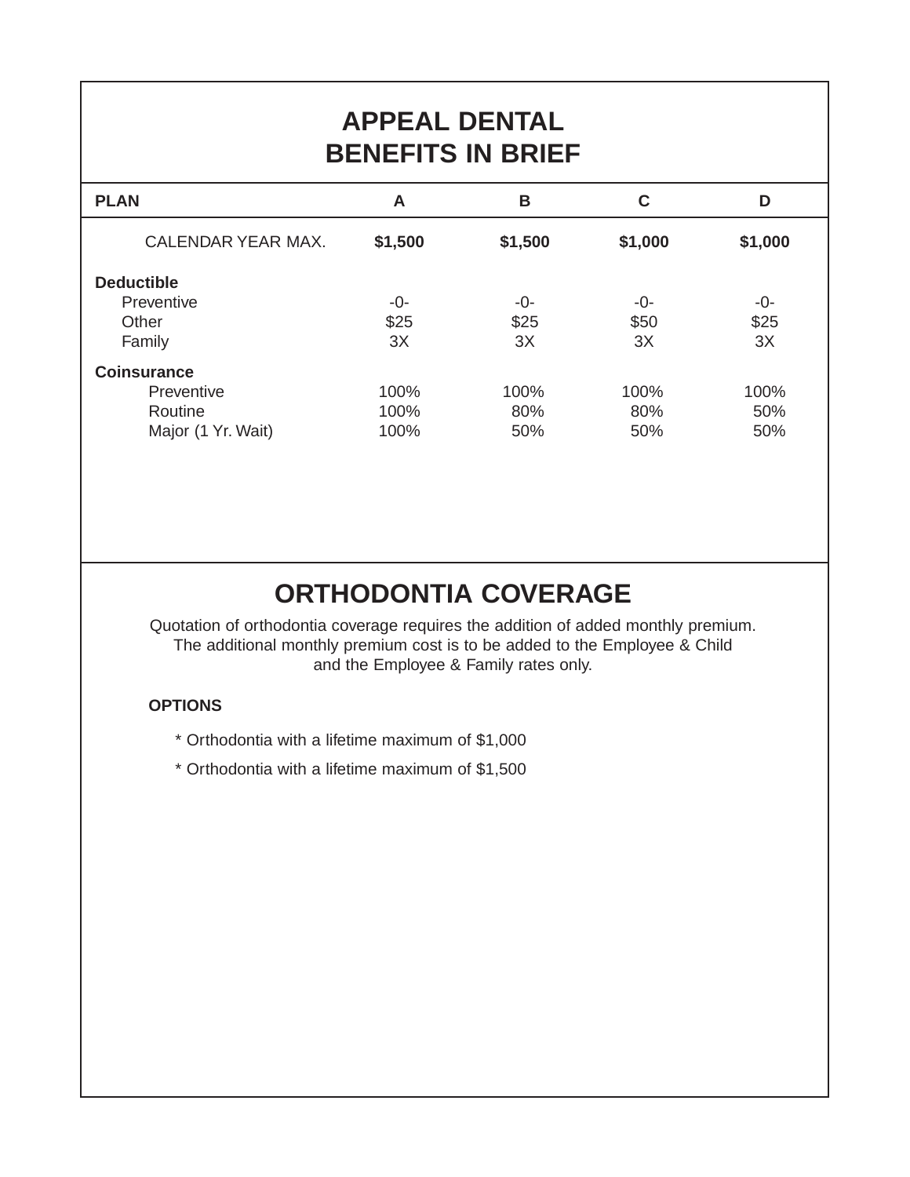# APPEAL DENTAL
# BENEFITS IN BRIEF

| PLAN | A | B | C | D |
|---|---|---|---|---|
| CALENDAR YEAR MAX. | **$1,500** | **$1,500** | **$1,000** | **$1,000** |
| **Deductible** | | | | |
| Preventive | -0- | -0- | -0- | -0- |
| Other | $25 | $25 | $50 | $25 |
| Family | 3X | 3X | 3X | 3X |
| **Coinsurance** | | | | |
| Preventive | 100% | 100% | 100% | 100% |
| Routine | 100% | 80% | 80% | 50% |
| Major (1 Yr. Wait) | 100% | 50% | 50% | 50% |

## ORTHODONTIA COVERAGE

Quotation of orthodontia coverage requires the addition of added monthly premium. The additional monthly premium cost is to be added to the Employee & Child and the Employee & Family rates only.

**OPTIONS**

* Orthodontia with a lifetime maximum of $1,000
* Orthodontia with a lifetime maximum of $1,500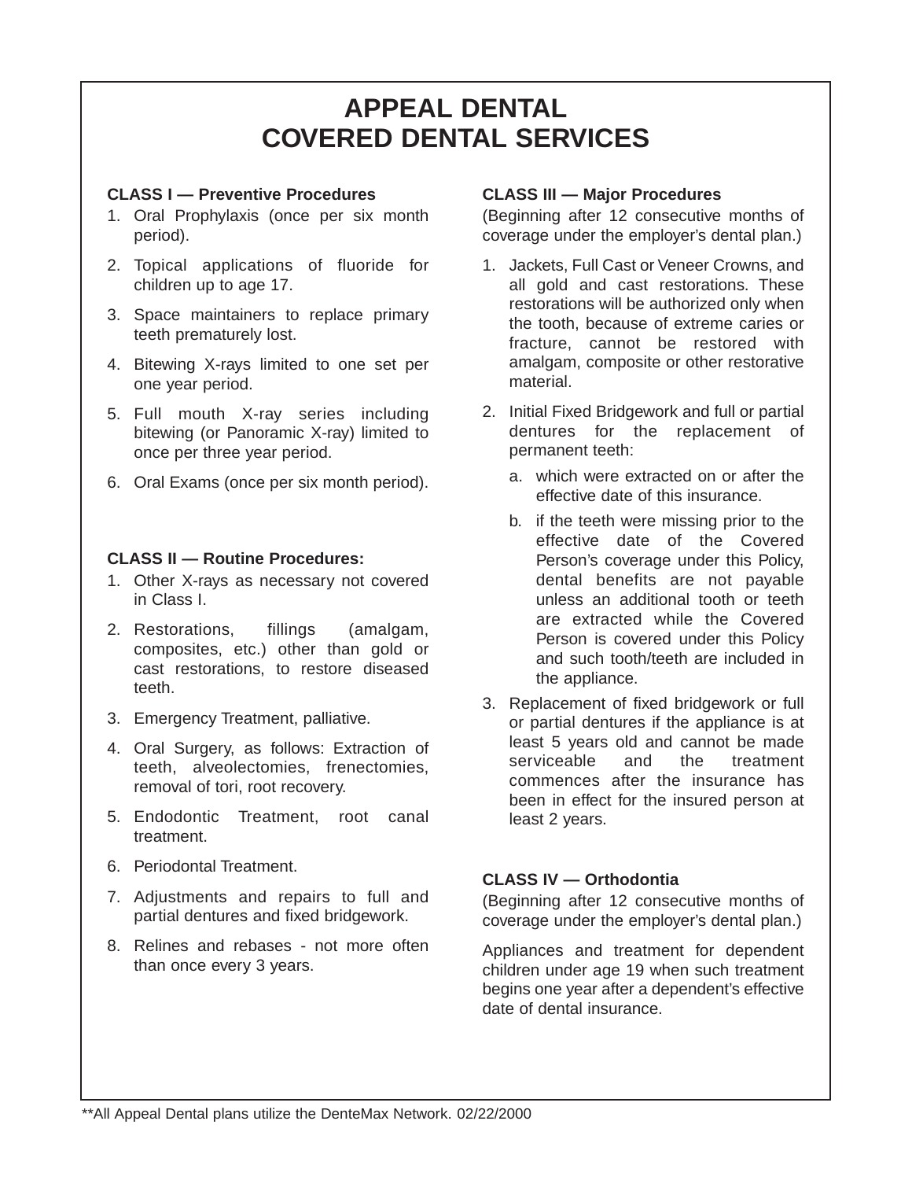# APPEAL DENTAL
# COVERED DENTAL SERVICES

**CLASS I — Preventive Procedures**

1. Oral Prophylaxis (once per six month period).
2. Topical applications of fluoride for children up to age 17.
3. Space maintainers to replace primary teeth prematurely lost.
4. Bitewing X-rays limited to one set per one year period.
5. Full mouth X-ray series including bitewing (or Panoramic X-ray) limited to once per three year period.
6. Oral Exams (once per six month period).

**CLASS II — Routine Procedures:**

1. Other X-rays as necessary not covered in Class I.
2. Restorations, fillings (amalgam, composites, etc.) other than gold or cast restorations, to restore diseased teeth.
3. Emergency Treatment, palliative.
4. Oral Surgery, as follows: Extraction of teeth, alveolectomies, frenectomies, removal of tori, root recovery.
5. Endodontic Treatment, root canal treatment.
6. Periodontal Treatment.
7. Adjustments and repairs to full and partial dentures and fixed bridgework.
8. Relines and rebases - not more often than once every 3 years.

**CLASS III — Major Procedures**

(Beginning after 12 consecutive months of coverage under the employer's dental plan.)

1. Jackets, Full Cast or Veneer Crowns, and all gold and cast restorations. These restorations will be authorized only when the tooth, because of extreme caries or fracture, cannot be restored with amalgam, composite or other restorative material.
2. Initial Fixed Bridgework and full or partial dentures for the replacement of permanent teeth:
   a. which were extracted on or after the effective date of this insurance.
   b. if the teeth were missing prior to the effective date of the Covered Person's coverage under this Policy, dental benefits are not payable unless an additional tooth or teeth are extracted while the Covered Person is covered under this Policy and such tooth/teeth are included in the appliance.
3. Replacement of fixed bridgework or full or partial dentures if the appliance is at least 5 years old and cannot be made serviceable and the treatment commences after the insurance has been in effect for the insured person at least 2 years.

**CLASS IV — Orthodontia**

(Beginning after 12 consecutive months of coverage under the employer's dental plan.)

Appliances and treatment for dependent children under age 19 when such treatment begins one year after a dependent's effective date of dental insurance.

**All Appeal Dental plans utilize the DenteMax Network. 02/22/2000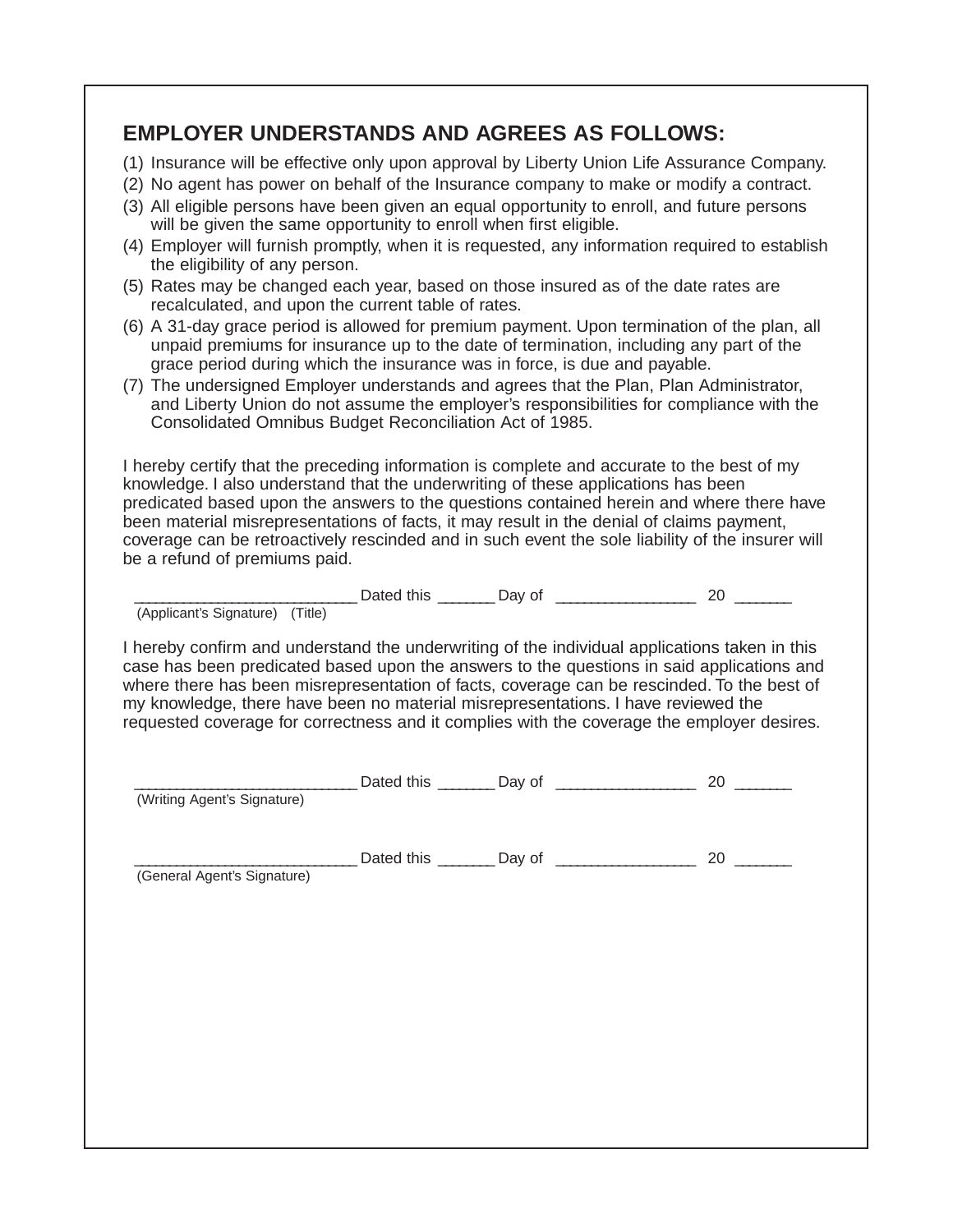## EMPLOYER UNDERSTANDS AND AGREES AS FOLLOWS:

(1) Insurance will be effective only upon approval by Liberty Union Life Assurance Company.
(2) No agent has power on behalf of the Insurance company to make or modify a contract.
(3) All eligible persons have been given an equal opportunity to enroll, and future persons will be given the same opportunity to enroll when first eligible.
(4) Employer will furnish promptly, when it is requested, any information required to establish the eligibility of any person.
(5) Rates may be changed each year, based on those insured as of the date rates are recalculated, and upon the current table of rates.
(6) A 31-day grace period is allowed for premium payment. Upon termination of the plan, all unpaid premiums for insurance up to the date of termination, including any part of the grace period during which the insurance was in force, is due and payable.
(7) The undersigned Employer understands and agrees that the Plan, Plan Administrator, and Liberty Union do not assume the employer's responsibilities for compliance with the Consolidated Omnibus Budget Reconciliation Act of 1985.

I hereby certify that the preceding information is complete and accurate to the best of my knowledge. I also understand that the underwriting of these applications has been predicated based upon the answers to the questions contained herein and where there have been material misrepresentations of facts, it may result in the denial of claims payment, coverage can be retroactively rescinded and in such event the sole liability of the insurer will be a refund of premiums paid.

__________________________ Dated this _______ Day of _________________ 20 _______
(Applicant's Signature) (Title)

I hereby confirm and understand the underwriting of the individual applications taken in this case has been predicated based upon the answers to the questions in said applications and where there has been misrepresentation of facts, coverage can be rescinded. To the best of my knowledge, there have been no material misrepresentations. I have reviewed the requested coverage for correctness and it complies with the coverage the employer desires.

__________________________ Dated this _______ Day of _________________ 20 _______
(Writing Agent's Signature)

__________________________ Dated this _______ Day of _________________ 20 _______
(General Agent's Signature)